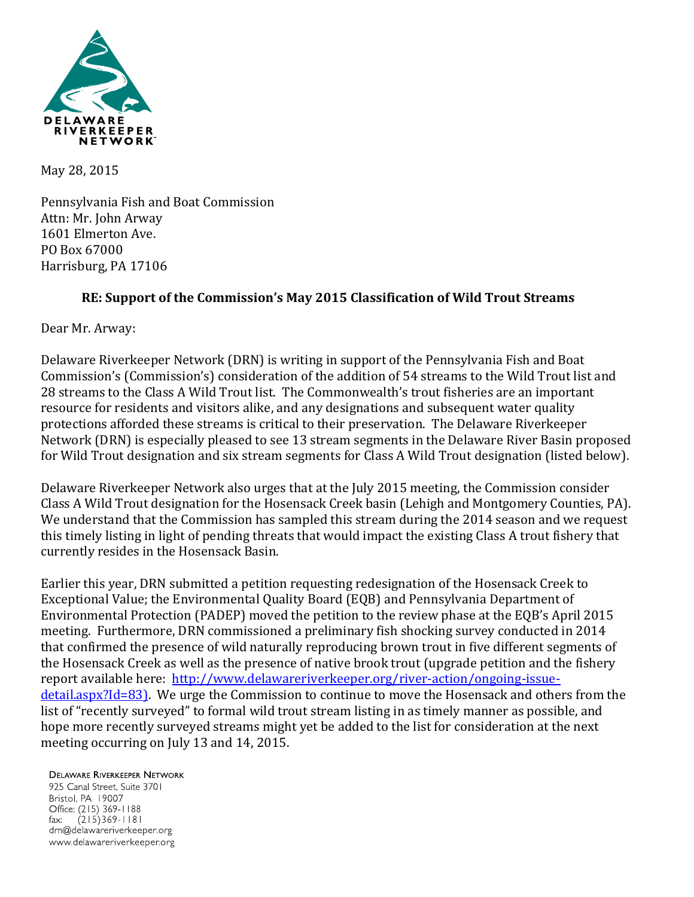DELAWARE RIVERKEEPER NETWORK

May 28, 2015

Pennsylvania Fish and Boat Commission
Attn: Mr. John Arway
1601 Elmerton Ave.
PO Box 67000
Harrisburg, PA 17106

**RE: Support of the Commission's May 2015 Classification of Wild Trout Streams**

Dear Mr. Arway:

Delaware Riverkeeper Network (DRN) is writing in support of the Pennsylvania Fish and Boat Commission's (Commission's) consideration of the addition of 54 streams to the Wild Trout list and 28 streams to the Class A Wild Trout list. The Commonwealth's trout fisheries are an important resource for residents and visitors alike, and any designations and subsequent water quality protections afforded these streams is critical to their preservation. The Delaware Riverkeeper Network (DRN) is especially pleased to see 13 stream segments in the Delaware River Basin proposed for Wild Trout designation and six stream segments for Class A Wild Trout designation (listed below).

Delaware Riverkeeper Network also urges that at the July 2015 meeting, the Commission consider Class A Wild Trout designation for the Hosensack Creek basin (Lehigh and Montgomery Counties, PA). We understand that the Commission has sampled this stream during the 2014 season and we request this timely listing in light of pending threats that would impact the existing Class A trout fishery that currently resides in the Hosensack Basin.

Earlier this year, DRN submitted a petition requesting redesignation of the Hosensack Creek to Exceptional Value; the Environmental Quality Board (EQB) and Pennsylvania Department of Environmental Protection (PADEP) moved the petition to the review phase at the EQB's April 2015 meeting. Furthermore, DRN commissioned a preliminary fish shocking survey conducted in 2014 that confirmed the presence of wild naturally reproducing brown trout in five different segments of the Hosensack Creek as well as the presence of native brook trout (upgrade petition and the fishery report available here: [http://www.delawareriverkeeper.org/river-action/ongoing-issue-detail.aspx?Id=83)](http://www.delawareriverkeeper.org/river-action/ongoing-issue-detail.aspx?Id=83). We urge the Commission to continue to move the Hosensack and others from the list of "recently surveyed" to formal wild trout stream listing in as timely manner as possible, and hope more recently surveyed streams might yet be added to the list for consideration at the next meeting occurring on July 13 and 14, 2015.

DELAWARE RIVERKEEPER NETWORK
925 Canal Street, Suite 3701
Bristol, PA 19007
Office: (215) 369-1188
fax: (215)369-1181
drn@delawareriverkeeper.org
www.delawareriverkeeper.org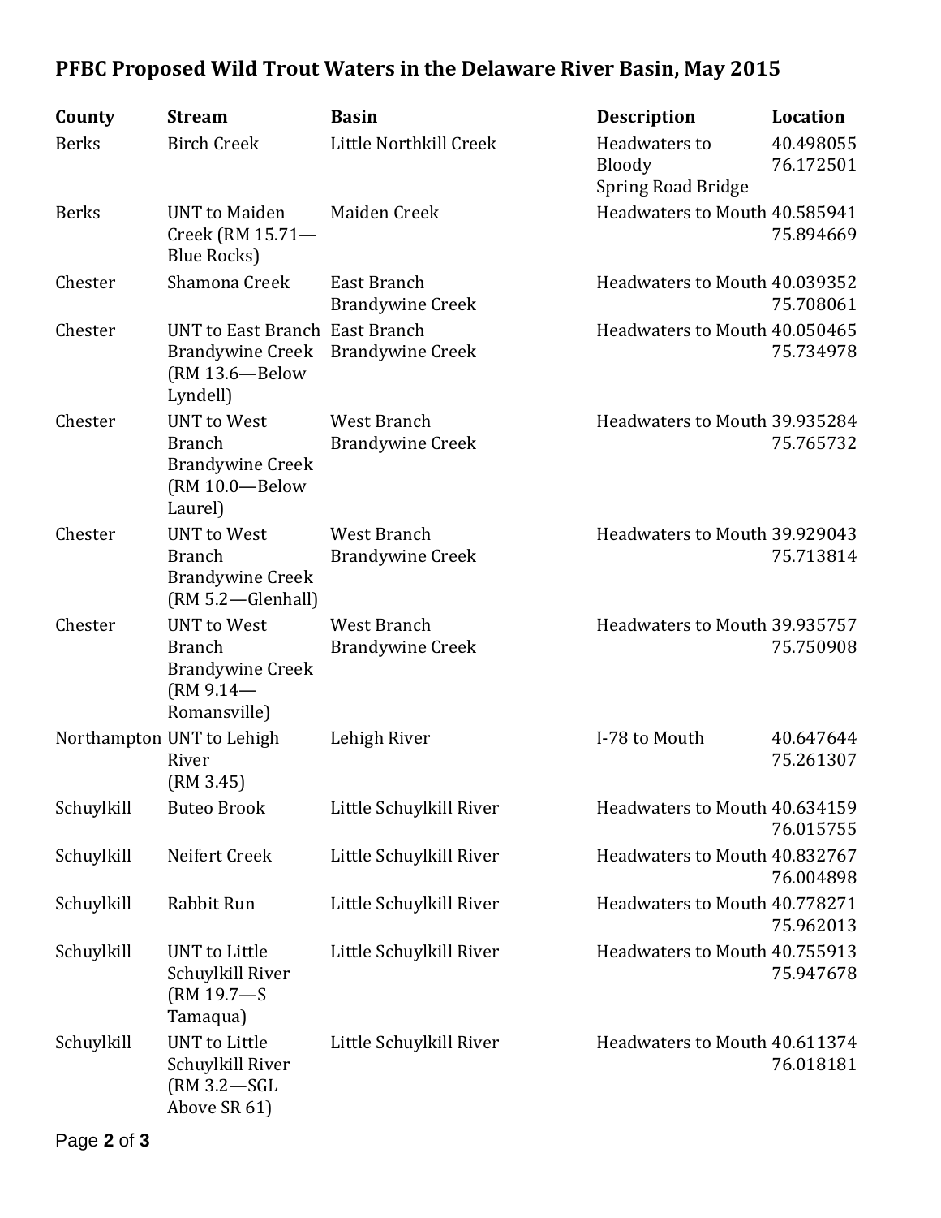## PFBC Proposed Wild Trout Waters in the Delaware River Basin, May 2015

| County | Stream | Basin | Description | Location |
|---|---|---|---|---|
| Berks | Birch Creek | Little Northkill Creek | Headwaters to Bloody Spring Road Bridge | 40.498055 76.172501 |
| Berks | UNT to Maiden Creek (RM 15.71—Blue Rocks) | Maiden Creek | Headwaters to Mouth | 40.585941 75.894669 |
| Chester | Shamona Creek | East Branch Brandywine Creek | Headwaters to Mouth | 40.039352 75.708061 |
| Chester | UNT to East Branch Brandywine Creek (RM 13.6—Below Lyndell) | East Branch Brandywine Creek | Headwaters to Mouth | 40.050465 75.734978 |
| Chester | UNT to West Branch Brandywine Creek (RM 10.0—Below Laurel) | West Branch Brandywine Creek | Headwaters to Mouth | 39.935284 75.765732 |
| Chester | UNT to West Branch Brandywine Creek (RM 5.2—Glenhall) | West Branch Brandywine Creek | Headwaters to Mouth | 39.929043 75.713814 |
| Chester | UNT to West Branch Brandywine Creek (RM 9.14—Romansville) | West Branch Brandywine Creek | Headwaters to Mouth | 39.935757 75.750908 |
| Northampton | UNT to Lehigh River (RM 3.45) | Lehigh River | I-78 to Mouth | 40.647644 75.261307 |
| Schuylkill | Buteo Brook | Little Schuylkill River | Headwaters to Mouth | 40.634159 76.015755 |
| Schuylkill | Neifert Creek | Little Schuylkill River | Headwaters to Mouth | 40.832767 76.004898 |
| Schuylkill | Rabbit Run | Little Schuylkill River | Headwaters to Mouth | 40.778271 75.962013 |
| Schuylkill | UNT to Little Schuylkill River (RM 19.7—S Tamaqua) | Little Schuylkill River | Headwaters to Mouth | 40.755913 75.947678 |
| Schuylkill | UNT to Little Schuylkill River (RM 3.2—SGL Above SR 61) | Little Schuylkill River | Headwaters to Mouth | 40.611374 76.018181 |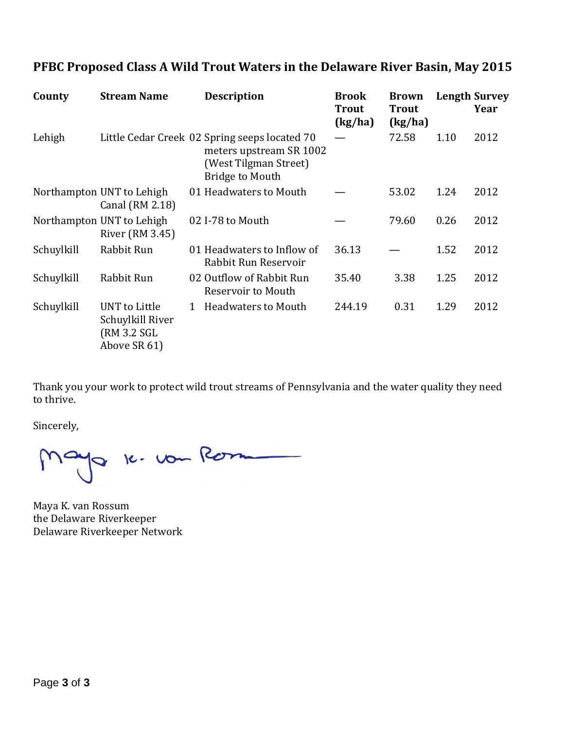## PFBC Proposed Class A Wild Trout Waters in the Delaware River Basin, May 2015

| County | Stream Name | Description | Brook Trout (kg/ha) | Brown Trout (kg/ha) | Length | Survey Year |
|---|---|---|---|---|---|---|
| Lehigh | Little Cedar Creek | 02 Spring seeps located 70 meters upstream SR 1002 (West Tilgman Street) Bridge to Mouth | — | 72.58 | 1.10 | 2012 |
| Northampton | UNT to Lehigh Canal (RM 2.18) | 01 Headwaters to Mouth | — | 53.02 | 1.24 | 2012 |
| Northampton | UNT to Lehigh River (RM 3.45) | 02 I-78 to Mouth | — | 79.60 | 0.26 | 2012 |
| Schuylkill | Rabbit Run | 01 Headwaters to Inflow of Rabbit Run Reservoir | 36.13 | — | 1.52 | 2012 |
| Schuylkill | Rabbit Run | 02 Outflow of Rabbit Run Reservoir to Mouth | 35.40 | 3.38 | 1.25 | 2012 |
| Schuylkill | UNT to Little Schuylkill River (RM 3.2 SGL Above SR 61) | 1 Headwaters to Mouth | 244.19 | 0.31 | 1.29 | 2012 |

Thank you your work to protect wild trout streams of Pennsylvania and the water quality they need to thrive.

Sincerely,

Maya K. van Rossum

Maya K. van Rossum
the Delaware Riverkeeper
Delaware Riverkeeper Network